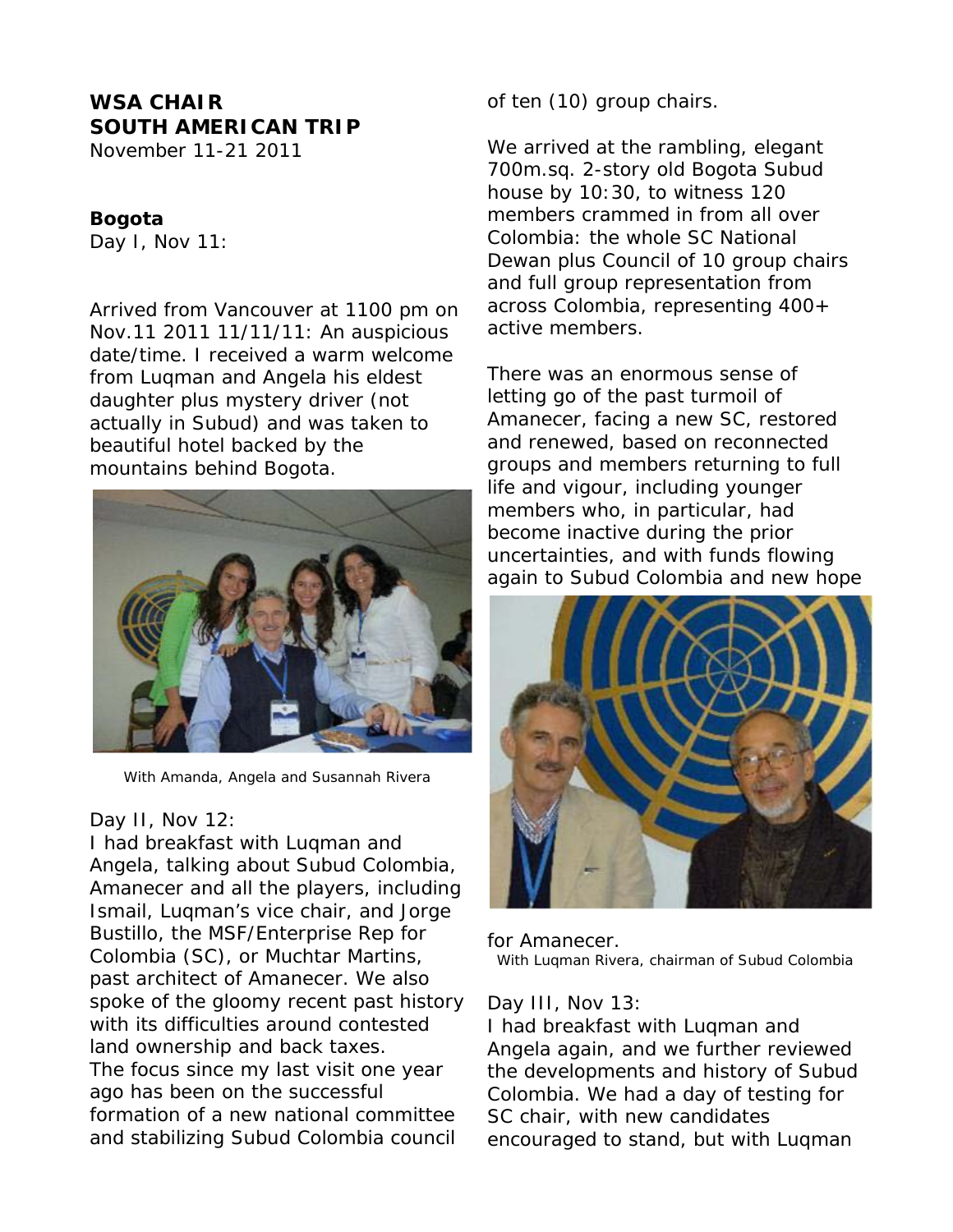# WSA CHAIR
# SOUTH AMERICAN TRIP

November 11-21 2011

## Bogota

Day I, Nov 11:

Arrived from Vancouver at 1100 pm on Nov.11 2011 11/11/11: An auspicious date/time. I received a warm welcome from Luqman and Angela his eldest daughter plus mystery driver (not actually in Subud) and was taken to beautiful hotel backed by the mountains behind Bogota.

With Amanda, Angela and Susannah Rivera

Day II, Nov 12:

I had breakfast with Luqman and Angela, talking about Subud Colombia, Amanecer and all the players, including Ismail, Luqman's vice chair, and Jorge Bustillo, the MSF/Enterprise Rep for Colombia (SC), or Muchtar Martins, past architect of Amanecer. We also spoke of the gloomy recent past history with its difficulties around contested land ownership and back taxes.

The focus since my last visit one year ago has been on the successful formation of a new national committee and stabilizing Subud Colombia council of ten (10) group chairs.

We arrived at the rambling, elegant 700m.sq. 2-story old Bogota Subud house by 10:30, to witness 120 members crammed in from all over Colombia: the whole SC National Dewan plus Council of 10 group chairs and full group representation from across Colombia, representing 400+ active members.

There was an enormous sense of letting go of the past turmoil of Amanecer, facing a new SC, restored and renewed, based on reconnected groups and members returning to full life and vigour, including younger members who, in particular, had become inactive during the prior uncertainties, and with funds flowing again to Subud Colombia and new hope for Amanecer.

With Luqman Rivera, chairman of Subud Colombia

Day III, Nov 13:

I had breakfast with Luqman and Angela again, and we further reviewed the developments and history of Subud Colombia. We had a day of testing for SC chair, with new candidates encouraged to stand, but with Luqman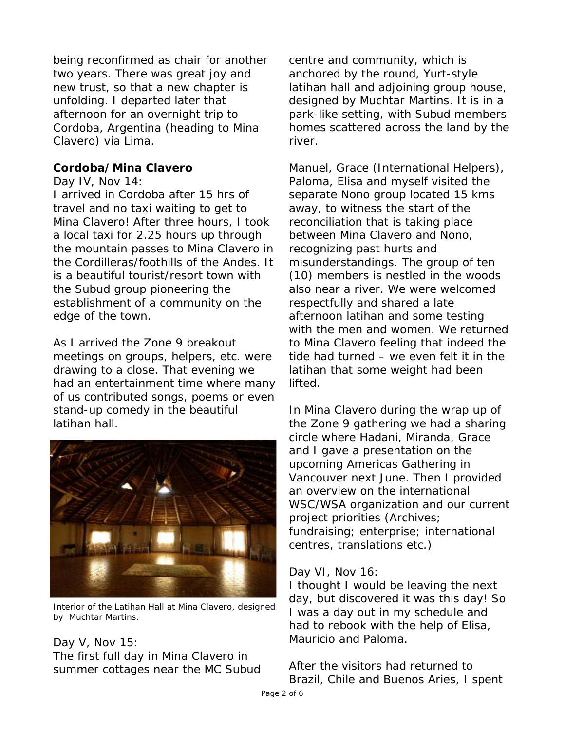being reconfirmed as chair for another two years. There was great joy and new trust, so that a new chapter is unfolding. I departed later that afternoon for an overnight trip to Cordoba, Argentina (heading to Mina Clavero) via Lima.

**Cordoba/Mina Clavero**

Day IV, Nov 14:

I arrived in Cordoba after 15 hrs of travel and no taxi waiting to get to Mina Clavero! After three hours, I took a local taxi for 2.25 hours up through the mountain passes to Mina Clavero in the Cordilleras/foothills of the Andes. It is a beautiful tourist/resort town with the Subud group pioneering the establishment of a community on the edge of the town.

As I arrived the Zone 9 breakout meetings on groups, helpers, etc. were drawing to a close. That evening we had an entertainment time where many of us contributed songs, poems or even stand-up comedy in the beautiful latihan hall.

Interior of the Latihan Hall at Mina Clavero, designed by Muchtar Martins.

Day V, Nov 15:

The first full day in Mina Clavero in summer cottages near the MC Subud centre and community, which is anchored by the round, Yurt-style latihan hall and adjoining group house, designed by Muchtar Martins. It is in a park-like setting, with Subud members' homes scattered across the land by the river.

Manuel, Grace (International Helpers), Paloma, Elisa and myself visited the separate Nono group located 15 kms away, to witness the start of the reconciliation that is taking place between Mina Clavero and Nono, recognizing past hurts and misunderstandings. The group of ten (10) members is nestled in the woods also near a river. We were welcomed respectfully and shared a late afternoon latihan and some testing with the men and women. We returned to Mina Clavero feeling that indeed the tide had turned – we even felt it in the latihan that some weight had been lifted.

In Mina Clavero during the wrap up of the Zone 9 gathering we had a sharing circle where Hadani, Miranda, Grace and I gave a presentation on the upcoming Americas Gathering in Vancouver next June. Then I provided an overview on the international WSC/WSA organization and our current project priorities (Archives; fundraising; enterprise; international centres, translations etc.)

Day VI, Nov 16:

I thought I would be leaving the next day, but discovered it was this day! So I was a day out in my schedule and had to rebook with the help of Elisa, Mauricio and Paloma.

After the visitors had returned to Brazil, Chile and Buenos Aries, I spent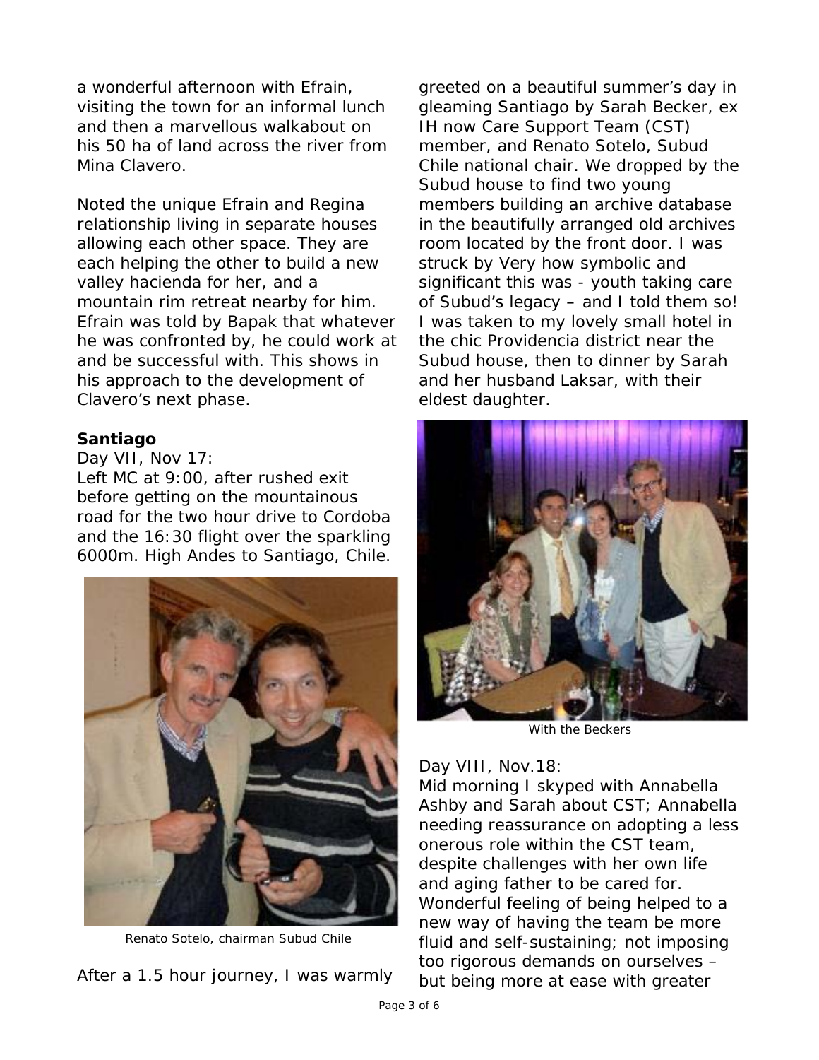a wonderful afternoon with Efrain, visiting the town for an informal lunch and then a marvellous walkabout on his 50 ha of land across the river from Mina Clavero.

Noted the unique Efrain and Regina relationship living in separate houses allowing each other space. They are each helping the other to build a new valley hacienda for her, and a mountain rim retreat nearby for him. Efrain was told by Bapak that whatever he was confronted by, he could work at and be successful with. This shows in his approach to the development of Clavero's next phase.

**Santiago**

Day VII, Nov 17:
Left MC at 9:00, after rushed exit before getting on the mountainous road for the two hour drive to Cordoba and the 16:30 flight over the sparkling 6000m. High Andes to Santiago, Chile.

Renato Sotelo, chairman Subud Chile

After a 1.5 hour journey, I was warmly greeted on a beautiful summer's day in gleaming Santiago by Sarah Becker, ex IH now Care Support Team (CST) member, and Renato Sotelo, Subud Chile national chair. We dropped by the Subud house to find two young members building an archive database in the beautifully arranged old archives room located by the front door. I was struck by Very how symbolic and significant this was - youth taking care of Subud's legacy – and I told them so! I was taken to my lovely small hotel in the chic Providencia district near the Subud house, then to dinner by Sarah and her husband Laksar, with their eldest daughter.

With the Beckers

Day VIII, Nov.18:
Mid morning I skyped with Annabella Ashby and Sarah about CST; Annabella needing reassurance on adopting a less onerous role within the CST team, despite challenges with her own life and aging father to be cared for. Wonderful feeling of being helped to a new way of having the team be more fluid and self-sustaining; not imposing too rigorous demands on ourselves – but being more at ease with greater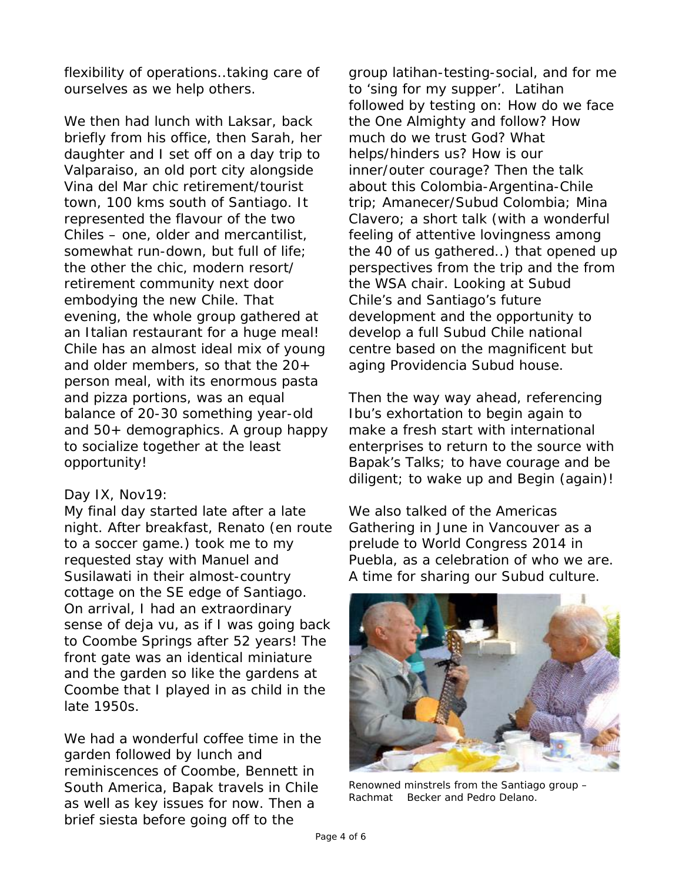flexibility of operations..taking care of ourselves as we help others.

We then had lunch with Laksar, back briefly from his office, then Sarah, her daughter and I set off on a day trip to Valparaiso, an old port city alongside Vina del Mar chic retirement/tourist town, 100 kms south of Santiago. It represented the flavour of the two Chiles – one, older and mercantilist, somewhat run-down, but full of life; the other the chic, modern resort/ retirement community next door embodying the new Chile. That evening, the whole group gathered at an Italian restaurant for a huge meal! Chile has an almost ideal mix of young and older members, so that the 20+ person meal, with its enormous pasta and pizza portions, was an equal balance of 20-30 something year-old and 50+ demographics. A group happy to socialize together at the least opportunity!

Day IX, Nov19:
My final day started late after a late night. After breakfast, Renato (en route to a soccer game.) took me to my requested stay with Manuel and Susilawati in their almost-country cottage on the SE edge of Santiago. On arrival, I had an extraordinary sense of deja vu, as if I was going back to Coombe Springs after 52 years! The front gate was an identical miniature and the garden so like the gardens at Coombe that I played in as child in the late 1950s.

We had a wonderful coffee time in the garden followed by lunch and reminiscences of Coombe, Bennett in South America, Bapak travels in Chile as well as key issues for now. Then a brief siesta before going off to the group latihan-testing-social, and for me to 'sing for my supper'. Latihan followed by testing on: How do we face the One Almighty and follow? How much do we trust God? What helps/hinders us? How is our inner/outer courage? Then the talk about this Colombia-Argentina-Chile trip; Amanecer/Subud Colombia; Mina Clavero; a short talk (with a wonderful feeling of attentive lovingness among the 40 of us gathered..) that opened up perspectives from the trip and the from the WSA chair. Looking at Subud Chile's and Santiago's future development and the opportunity to develop a full Subud Chile national centre based on the magnificent but aging Providencia Subud house.

Then the way way ahead, referencing Ibu's exhortation to begin again to make a fresh start with international enterprises to return to the source with Bapak's Talks; to have courage and be diligent; to wake up and Begin (again)!

We also talked of the Americas Gathering in June in Vancouver as a prelude to World Congress 2014 in Puebla, as a celebration of who we are. A time for sharing our Subud culture.

Renowned minstrels from the Santiago group – Rachmat Becker and Pedro Delano.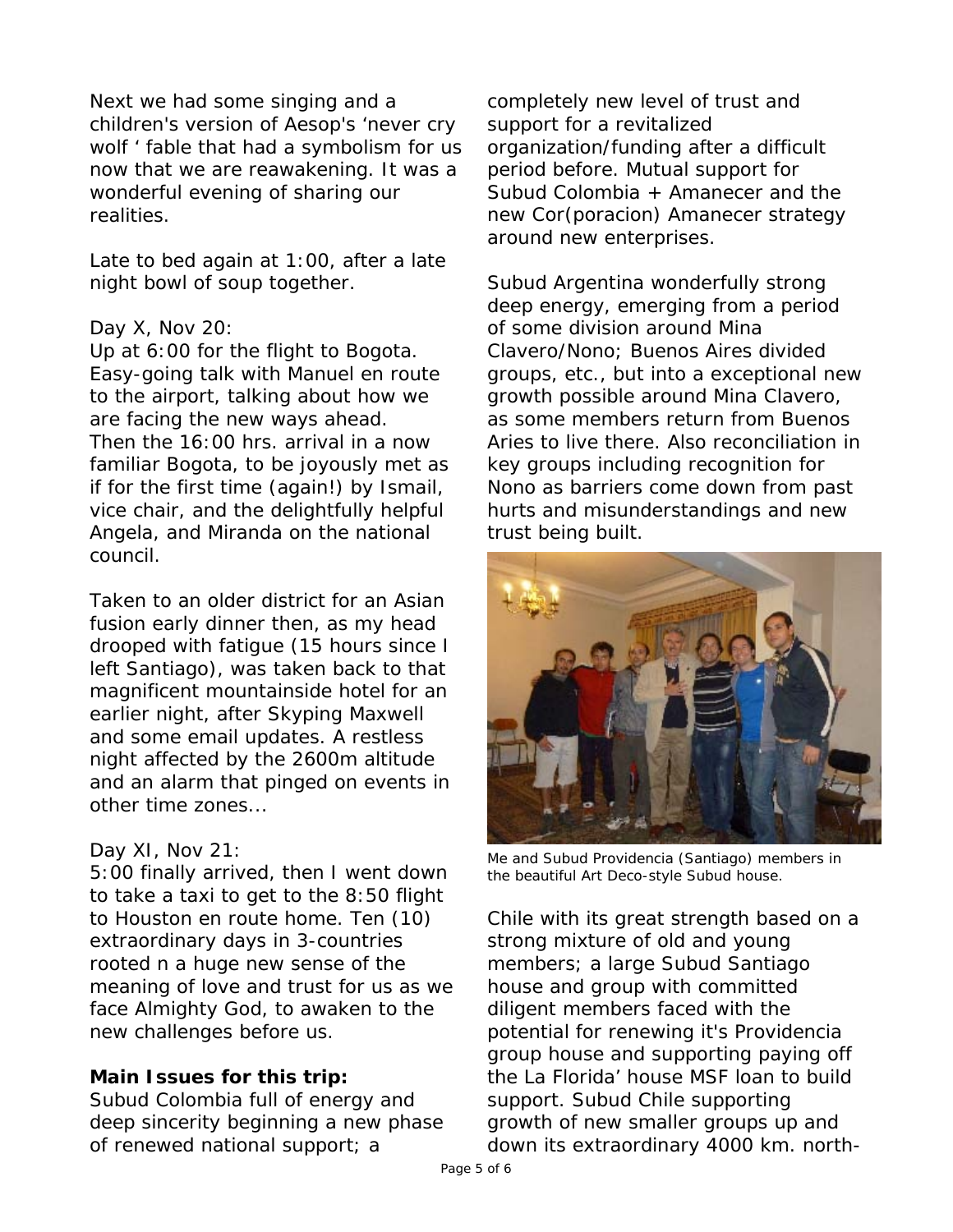Next we had some singing and a children's version of Aesop's 'never cry wolf ' fable that had a symbolism for us now that we are reawakening. It was a wonderful evening of sharing our realities.

Late to bed again at 1:00, after a late night bowl of soup together.

Day X, Nov 20:
Up at 6:00 for the flight to Bogota. Easy-going talk with Manuel en route to the airport, talking about how we are facing the new ways ahead. Then the 16:00 hrs. arrival in a now familiar Bogota, to be joyously met as if for the first time (again!) by Ismail, vice chair, and the delightfully helpful Angela, and Miranda on the national council.

Taken to an older district for an Asian fusion early dinner then, as my head drooped with fatigue (15 hours since I left Santiago), was taken back to that magnificent mountainside hotel for an earlier night, after Skyping Maxwell and some email updates. A restless night affected by the 2600m altitude and an alarm that pinged on events in other time zones...

Day XI, Nov 21:
5:00 finally arrived, then I went down to take a taxi to get to the 8:50 flight to Houston en route home. Ten (10) extraordinary days in 3-countries rooted n a huge new sense of the meaning of love and trust for us as we face Almighty God, to awaken to the new challenges before us.

**Main Issues for this trip:**
Subud Colombia full of energy and deep sincerity beginning a new phase of renewed national support; a completely new level of trust and support for a revitalized organization/funding after a difficult period before. Mutual support for Subud Colombia + Amanecer and the new Cor(poracion) Amanecer strategy around new enterprises.

Subud Argentina wonderfully strong deep energy, emerging from a period of some division around Mina Clavero/Nono; Buenos Aires divided groups, etc., but into a exceptional new growth possible around Mina Clavero, as some members return from Buenos Aries to live there. Also reconciliation in key groups including recognition for Nono as barriers come down from past hurts and misunderstandings and new trust being built.

Me and Subud Providencia (Santiago) members in the beautiful Art Deco-style Subud house.

Chile with its great strength based on a strong mixture of old and young members; a large Subud Santiago house and group with committed diligent members faced with the potential for renewing it's Providencia group house and supporting paying off the La Florida' house MSF loan to build support. Subud Chile supporting growth of new smaller groups up and down its extraordinary 4000 km. north-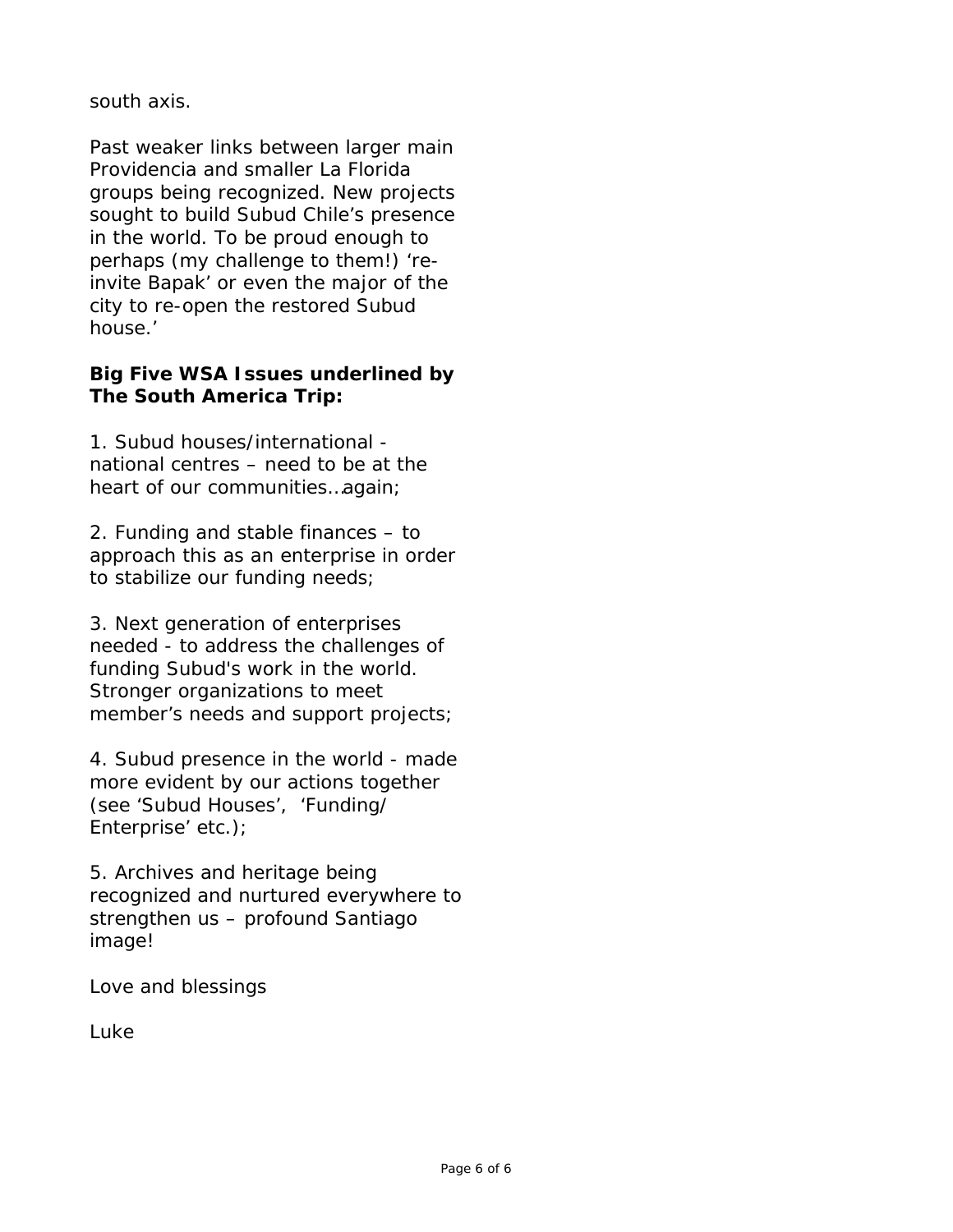south axis.

Past weaker links between larger main Providencia and smaller La Florida groups being recognized. New projects sought to build Subud Chile's presence in the world. To be proud enough to perhaps (my challenge to them!) 're-invite Bapak' or even the major of the city to re-open the restored Subud house.'

**Big Five WSA Issues underlined by The South America Trip:**

1. Subud houses/international - national centres – need to be at the heart of our communities…again;

2. Funding and stable finances – to approach this as an enterprise in order to stabilize our funding needs;

3. Next generation of enterprises needed - to address the challenges of funding Subud's work in the world. Stronger organizations to meet member's needs and support projects;

4. Subud presence in the world - made more evident by our actions together (see 'Subud Houses', 'Funding/ Enterprise' etc.);

5. Archives and heritage being recognized and nurtured everywhere to strengthen us – profound Santiago image!

Love and blessings

Luke